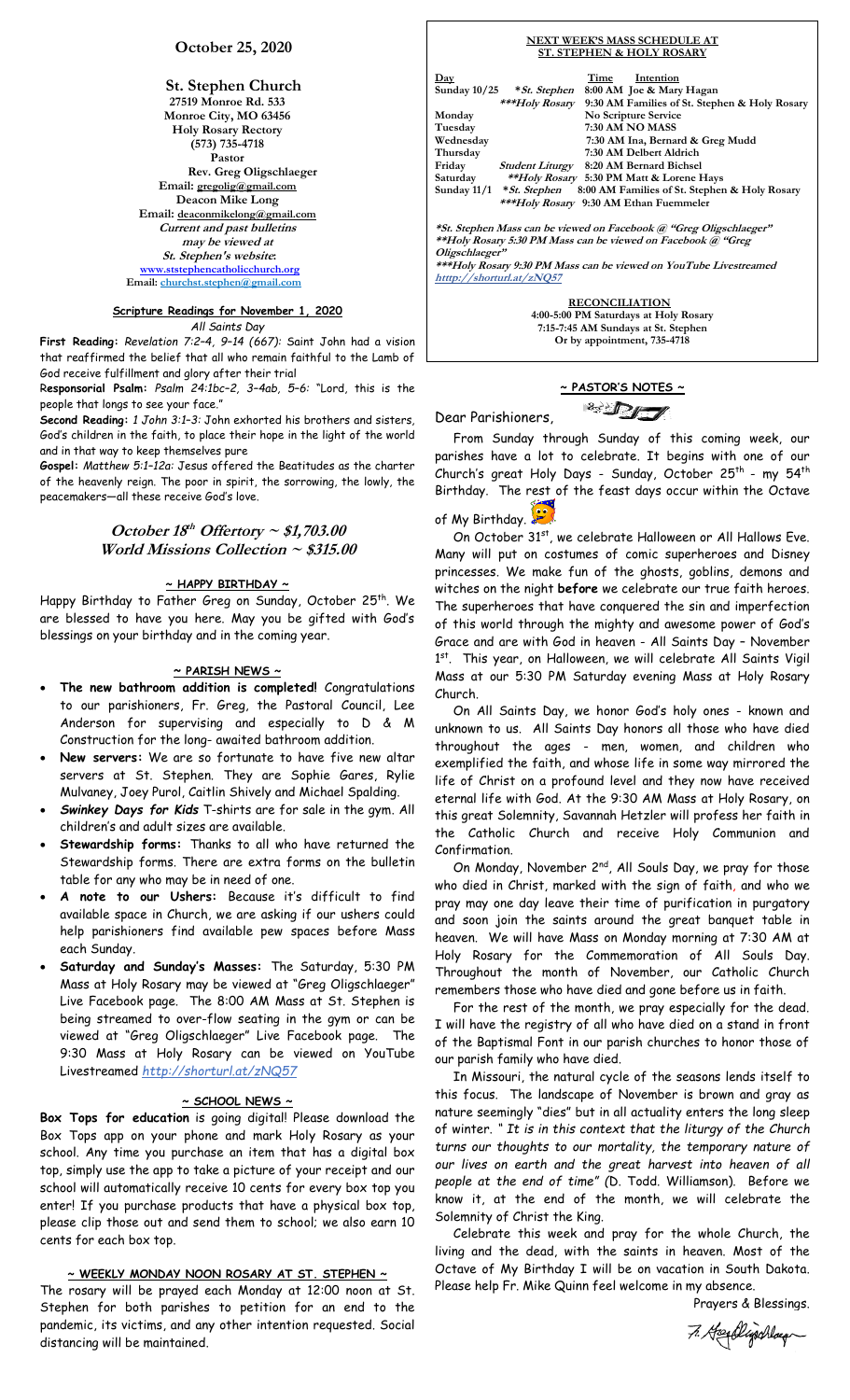# October 25, 2020

**St. Stephen Church**
27519 Monroe Rd. 533
Monroe City, MO 63456
Holy Rosary Rectory
(573) 735-4718
Pastor
Rev. Greg Oligschlaeger
Email: gregolig@gmail.com
Deacon Mike Long
Email: deaconmikelong@gmail.com
*Current and past bulletins may be viewed at St. Stephen's website:*
www.ststephencatholicchurch.org
Email: churchst.stephen@gmail.com

## Scripture Readings for November 1, 2020

*All Saints Day*

**First Reading:** *Revelation 7:2–4, 9–14 (667):* Saint John had a vision that reaffirmed the belief that all who remain faithful to the Lamb of God receive fulfillment and glory after their trial

**Responsorial Psalm:** *Psalm 24:1bc–2, 3–4ab, 5–6:* "Lord, this is the people that longs to see your face."

**Second Reading:** *1 John 3:1–3:* John exhorted his brothers and sisters, God's children in the faith, to place their hope in the light of the world and in that way to keep themselves pure

**Gospel:** *Matthew 5:1–12a:* Jesus offered the Beatitudes as the charter of the heavenly reign. The poor in spirit, the sorrowing, the lowly, the peacemakers—all these receive God's love.

## October 18th Offertory ~ $1,703.00
## World Missions Collection ~ $315.00

### ~ HAPPY BIRTHDAY ~

Happy Birthday to Father Greg on Sunday, October 25th. We are blessed to have you here. May you be gifted with God's blessings on your birthday and in the coming year.

### ~ PARISH NEWS ~

- **The new bathroom addition is completed!** Congratulations to our parishioners, Fr. Greg, the Pastoral Council, Lee Anderson for supervising and especially to D & M Construction for the long- awaited bathroom addition.
- **New servers:** We are so fortunate to have five new altar servers at St. Stephen. They are Sophie Gares, Rylie Mulvaney, Joey Purol, Caitlin Shively and Michael Spalding.
- ***Swinkey Days for Kids*** T-shirts are for sale in the gym. All children's and adult sizes are available.
- **Stewardship forms:** Thanks to all who have returned the Stewardship forms. There are extra forms on the bulletin table for any who may be in need of one.
- **A note to our Ushers:** Because it's difficult to find available space in Church, we are asking if our ushers could help parishioners find available pew spaces before Mass each Sunday.
- **Saturday and Sunday's Masses:** The Saturday, 5:30 PM Mass at Holy Rosary may be viewed at "Greg Oligschlaeger" Live Facebook page. The 8:00 AM Mass at St. Stephen is being streamed to over-flow seating in the gym or can be viewed at "Greg Oligschlaeger" Live Facebook page. The 9:30 Mass at Holy Rosary can be viewed on YouTube Livestreamed *http://shorturl.at/zNQ57*

### ~ SCHOOL NEWS ~

**Box Tops for education** is going digital! Please download the Box Tops app on your phone and mark Holy Rosary as your school. Any time you purchase an item that has a digital box top, simply use the app to take a picture of your receipt and our school will automatically receive 10 cents for every box top you enter! If you purchase products that have a physical box top, please clip those out and send them to school; we also earn 10 cents for each box top.

### ~ WEEKLY MONDAY NOON ROSARY AT ST. STEPHEN ~

The rosary will be prayed each Monday at 12:00 noon at St. Stephen for both parishes to petition for an end to the pandemic, its victims, and any other intention requested. Social distancing will be maintained.

### NEXT WEEK'S MASS SCHEDULE AT ST. STEPHEN & HOLY ROSARY

| Day | | Time | Intention |
|---|---|---|---|
| Sunday 10/25 | **St. Stephen* | 8:00 AM | Joe & Mary Hagan |
| | ****Holy Rosary* | 9:30 AM | Families of St. Stephen & Holy Rosary |
| Monday | | | No Scripture Service |
| Tuesday | | 7:30 AM | NO MASS |
| Wednesday | | 7:30 AM | Ina, Bernard & Greg Mudd |
| Thursday | | 7:30 AM | Delbert Aldrich |
| Friday | *Student Liturgy* | 8:20 AM | Bernard Bichsel |
| Saturday | ***Holy Rosary* | 5:30 PM | Matt & Lorene Hays |
| Sunday 11/1 | **St. Stephen* | 8:00 AM | Families of St. Stephen & Holy Rosary |
| | ****Holy Rosary* | 9:30 AM | Ethan Fuemmeler |

*\*St. Stephen Mass can be viewed on Facebook @ "Greg Oligschlaeger"*
*\*\*Holy Rosary 5:30 PM Mass can be viewed on Facebook @ "Greg Oligschlaeger"*
*\*\*\*Holy Rosary 9:30 PM Mass can be viewed on YouTube Livestreamed http://shorturl.at/zNQ57*

**RECONCILIATION**
4:00-5:00 PM Saturdays at Holy Rosary
7:15-7:45 AM Sundays at St. Stephen
Or by appointment, 735-4718

### ~ PASTOR'S NOTES ~

Dear Parishioners,

From Sunday through Sunday of this coming week, our parishes have a lot to celebrate. It begins with one of our Church's great Holy Days - Sunday, October 25th - my 54th Birthday. The rest of the feast days occur within the Octave of My Birthday.

On October 31st, we celebrate Halloween or All Hallows Eve. Many will put on costumes of comic superheroes and Disney princesses. We make fun of the ghosts, goblins, demons and witches on the night **before** we celebrate our true faith heroes. The superheroes that have conquered the sin and imperfection of this world through the mighty and awesome power of God's Grace and are with God in heaven - All Saints Day – November 1st. This year, on Halloween, we will celebrate All Saints Vigil Mass at our 5:30 PM Saturday evening Mass at Holy Rosary Church.

On All Saints Day, we honor God's holy ones - known and unknown to us. All Saints Day honors all those who have died throughout the ages - men, women, and children who exemplified the faith, and whose life in some way mirrored the life of Christ on a profound level and they now have received eternal life with God. At the 9:30 AM Mass at Holy Rosary, on this great Solemnity, Savannah Hetzler will profess her faith in the Catholic Church and receive Holy Communion and Confirmation.

On Monday, November 2nd, All Souls Day, we pray for those who died in Christ, marked with the sign of faith, and who we pray may one day leave their time of purification in purgatory and soon join the saints around the great banquet table in heaven. We will have Mass on Monday morning at 7:30 AM at Holy Rosary for the Commemoration of All Souls Day. Throughout the month of November, our Catholic Church remembers those who have died and gone before us in faith.

For the rest of the month, we pray especially for the dead. I will have the registry of all who have died on a stand in front of the Baptismal Font in our parish churches to honor those of our parish family who have died.

In Missouri, the natural cycle of the seasons lends itself to this focus. The landscape of November is brown and gray as nature seemingly "dies" but in all actuality enters the long sleep of winter. "*It is in this context that the liturgy of the Church turns our thoughts to our mortality, the temporary nature of our lives on earth and the great harvest into heaven of all people at the end of time*" (D. Todd. Williamson). Before we know it, at the end of the month, we will celebrate the Solemnity of Christ the King.

Celebrate this week and pray for the whole Church, the living and the dead, with the saints in heaven. Most of the Octave of My Birthday I will be on vacation in South Dakota. Please help Fr. Mike Quinn feel welcome in my absence.

Prayers & Blessings.

Fr. Greg Oligschlaeger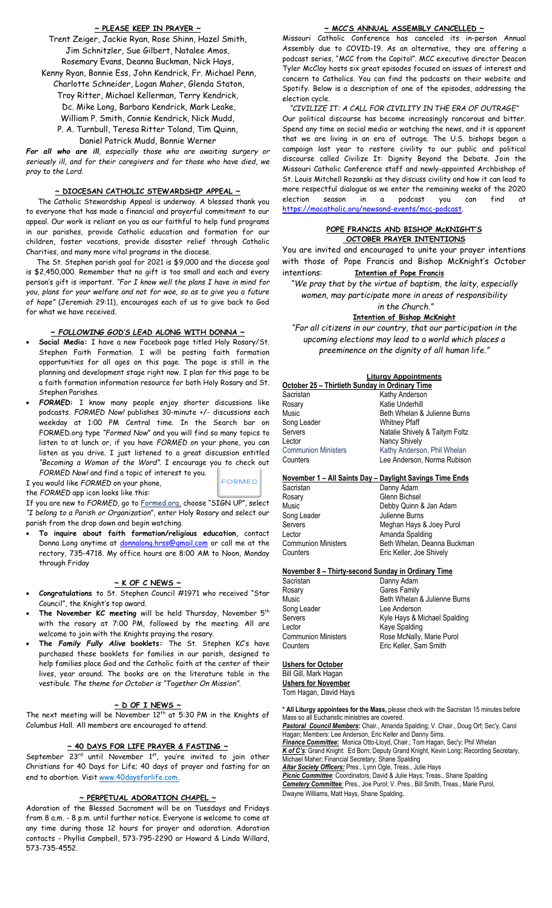## ~ PLEASE KEEP IN PRAYER ~

Trent Zeiger, Jackie Ryan, Rose Shinn, Hazel Smith,
Jim Schnitzler, Sue Gilbert, Natalee Amos,
Rosemary Evans, Deanna Buckman, Nick Hays,
Kenny Ryan, Bonnie Ess, John Kendrick, Fr. Michael Penn,
Charlotte Schneider, Logan Maher, Glenda Staton,
Troy Ritter, Michael Kellerman, Terry Kendrick,
Dc. Mike Long, Barbara Kendrick, Mark Leake,
William P. Smith, Connie Kendrick, Nick Mudd,
P. A. Turnbull, Teresa Ritter Toland, Tim Quinn,
Daniel Patrick Mudd, Bonnie Werner

***For all who are ill**, especially those who are awaiting surgery or seriously ill, and for their caregivers and for those who have died, we pray to the Lord.*

## ~ DIOCESAN CATHOLIC STEWARDSHIP APPEAL ~

The Catholic Stewardship Appeal is underway. A blessed thank you to everyone that has made a financial and prayerful commitment to our appeal. Our work is reliant on you as our faithful to help fund programs in our parishes, provide Catholic education and formation for our children, foster vocations, provide disaster relief through Catholic Charities, and many more vital programs in the diocese.

The St. Stephen parish goal for 2021 is $9,000 and the diocese goal is $2,450,000. Remember that no gift is too small and each and every person's gift is important. *"For I know well the plans I have in mind for you, plans for your welfare and not for woe, so as to give you a future of hope"* (Jeremiah 29:11), encourages each of us to give back to God for what we have received.

## ~ *FOLLOWING GOD'S LEAD* ALONG WITH DONNA ~

- **Social Media:** I have a new Facebook page titled Holy Rosary/St. Stephen Faith Formation. I will be posting faith formation opportunities for all ages on this page. The page is still in the planning and development stage right now. I plan for this page to be a faith formation information resource for both Holy Rosary and St. Stephen Parishes.
- ***FORMED*:** I know many people enjoy shorter discussions like podcasts. *FORMED Now!* publishes 30-minute +/- discussions each weekday at 1:00 PM Central time. In the Search bar on FORMED.org type *"Formed Now"* and you will find so many topics to listen to at lunch or, if you have *FORMED* on your phone, you can listen as you drive. I just listened to a great discussion entitled *"Becoming a Woman of the Word"*. I encourage you to check out *FORMED Now!* and find a topic of interest to you.

I you would like *FORMED* on your phone, the *FORMED* app icon looks like this:

If you are new to *FORMED*, go to Formed.org, choose "SIGN UP", select *"I belong to a Parish or Organization"*, enter Holy Rosary and select our parish from the drop down and begin watching.

- **To inquire about faith formation/religious education,** contact Donna Long anytime at donnalong.hrss@gmail.com or call me at the rectory, 735-4718. My office hours are 8:00 AM to Noon, Monday through Friday

## ~ K OF C NEWS ~

- **Congratulations** to St. Stephen Council #1971 who received "Star Council", the Knight's top award.
- **The November KC meeting** will be held Thursday, November 5th with the rosary at 7:00 PM, followed by the meeting. All are welcome to join with the Knights praying the rosary.
- **The *Family Fully Alive* booklets:** The St. Stephen KC's have purchased these booklets for families in our parish, designed to help families place God and the Catholic faith at the center of their lives, year around. The books are on the literature table in the vestibule. *The theme for October is "Together On Mission"*.

## ~ D OF I NEWS ~

The next meeting will be November 12th at 5:30 PM in the Knights of Columbus Hall. All members are encouraged to attend.

## ~ 40 DAYS FOR LIFE PRAYER & FASTING ~

September 23rd until November 1st, you're invited to join other Christians for 40 Days for Life; 40 days of prayer and fasting for an end to abortion. Visit www.40daysforlife.com.

## ~ PERPETUAL ADORATION CHAPEL ~

Adoration of the Blessed Sacrament will be on Tuesdays and Fridays from 8 a.m. - 8 p.m. until further notice. Everyone is welcome to come at any time during those 12 hours for prayer and adoration. Adoration contacts - Phyllis Campbell, 573-795-2290 or Howard & Linda Willard, 573-735-4552.

## ~ MCC'S ANNUAL ASSEMBLY CANCELLED ~

Missouri Catholic Conference has canceled its in-person Annual Assembly due to COVID-19. As an alternative, they are offering a podcast series, "MCC from the Capitol". MCC executive director Deacon Tyler McClay hosts six great episodes focused on issues of interest and concern to Catholics. You can find the podcasts on their website and Spotify. Below is a description of one of the episodes, addressing the election cycle.

*"CIVILIZE IT: A CALL FOR CIVILITY IN THE ERA OF OUTRAGE"* Our political discourse has become increasingly rancorous and bitter. Spend any time on social media or watching the news, and it is apparent that we are living in an era of outrage. The U.S. bishops began a campaign last year to restore civility to our public and political discourse called Civilize It: Dignity Beyond the Debate. Join the Missouri Catholic Conference staff and newly-appointed Archbishop of St. Louis Mitchell Rozanski as they discuss civility and how it can lead to more respectful dialogue as we enter the remaining weeks of the 2020 election season in a podcast you can find at https://mocatholic.org/newsand-events/mcc-podcast.

## POPE FRANCIS AND BISHOP McKNIGHT'S OCTOBER PRAYER INTENTIONS

You are invited and encouraged to unite your prayer intentions with those of Pope Francis and Bishop McKnight's October intentions:

**Intention of Pope Francis**

*"We pray that by the virtue of baptism, the laity, especially women, may participate more in areas of responsibility in the Church."*

**Intention of Bishop McKnight**

*"For all citizens in our country, that our participation in the upcoming elections may lead to a world which places a preeminence on the dignity of all human life."*

## Liturgy Appointments

**October 25 – Thirtieth Sunday in Ordinary Time**

| | |
|---|---|
| Sacristan | Kathy Anderson |
| Rosary | Katie Underhill |
| Music | Beth Whelan & Julienne Burns |
| Song Leader | Whitney Pfaff |
| Servers | Natalie Shively & Taitym Foltz |
| Lector | Nancy Shively |
| Communion Ministers | Kathy Anderson, Phil Whelan |
| Counters | Lee Anderson, Norma Rubison |

**November 1 – All Saints Day – Daylight Savings Time Ends**

| | |
|---|---|
| Sacristan | Danny Adam |
| Rosary | Glenn Bichsel |
| Music | Debby Quinn & Jan Adam |
| Song Leader | Julienne Burns |
| Servers | Meghan Hays & Joey Purol |
| Lector | Amanda Spalding |
| Communion Ministers | Beth Whelan, Deanna Buckman |
| Counters | Eric Keller, Joe Shively |

**November 8 – Thirty-second Sunday in Ordinary Time**

| | |
|---|---|
| Sacristan | Danny Adam |
| Rosary | Gares Family |
| Music | Beth Whelan & Julienne Burns |
| Song Leader | Lee Anderson |
| Servers | Kyle Hays & Michael Spalding |
| Lector | Kaye Spalding |
| Communion Ministers | Rose McNally, Marie Purol |
| Counters | Eric Keller, Sam Smith |

**Ushers for October**
Bill Gill, Mark Hagan
**Ushers for November**
Tom Hagan, David Hays

\* **All Liturgy appointees for the Mass,** please check with the Sacristan 15 minutes before Mass so all Eucharistic ministries are covered.

***Pastoral Council Members*:** Chair., Amanda Spalding; V. Chair., Doug Orf; Sec'y, Carol Hagan; Members: Lee Anderson, Eric Keller and Danny Sims.
***Finance Committee*:** Monica Otto-Lloyd, Chair.; Tom Hagan, Sec'y; Phil Whelan
***K of C's*:** Grand Knight: Ed Born; Deputy Grand Knight, Kevin Long; Recording Secretary, Michael Maher; Financial Secretary, Shane Spalding
***Altar Society Officers:*** Pres., Lynn Ogle, Treas., Julie Hays
***Picnic Committee*:** Coordinators, David & Julie Hays; Treas., Shane Spalding
***Cemetery Committee:*** Pres., Joe Purol; V. Pres., Bill Smith, Treas., Marie Purol, Dwayne Williams, Matt Hays, Shane Spalding.